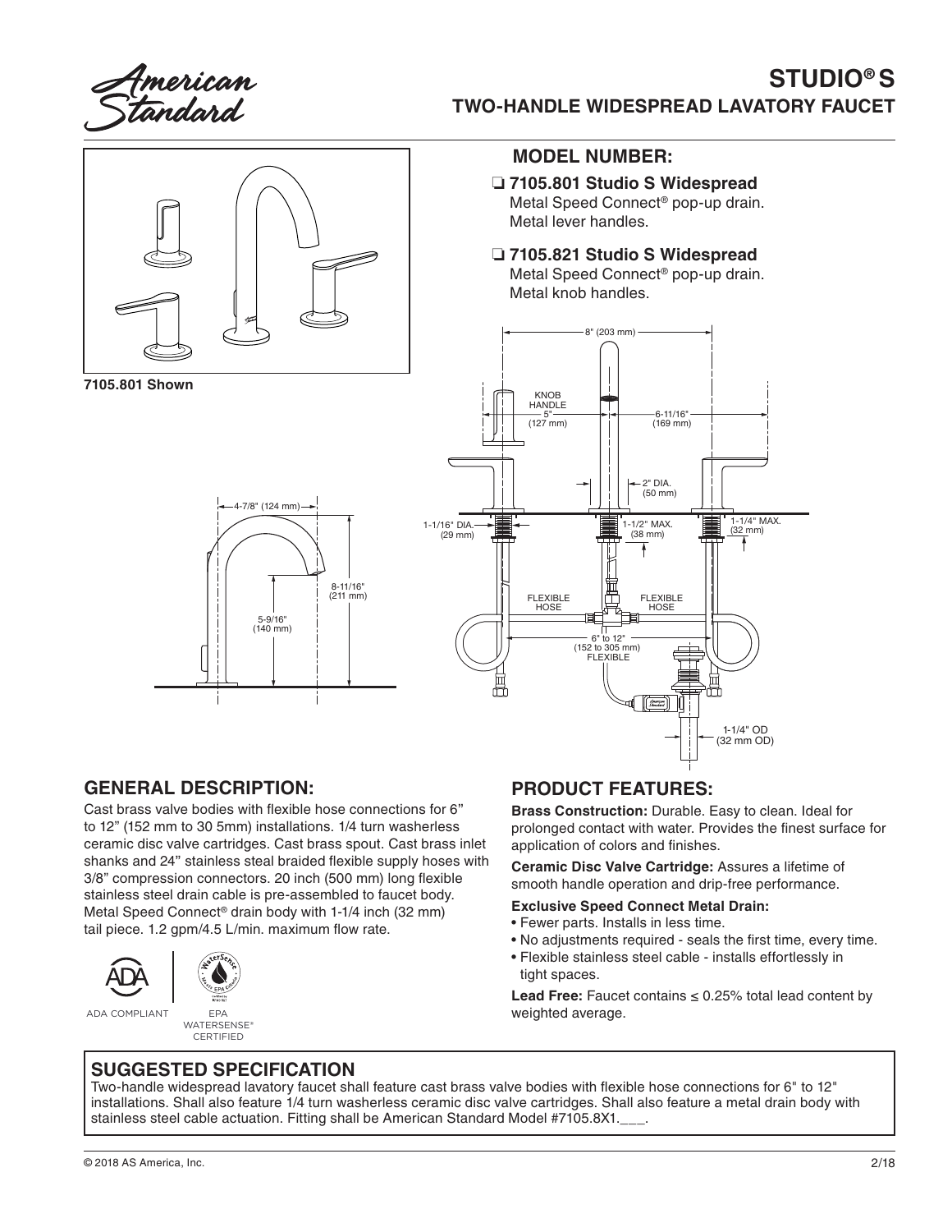# STUDIO® S

## TWO-HANDLE WIDESPREAD LAVATORY FAUCET

7105.801 Shown

## MODEL NUMBER:

- ❑ **7105.801 Studio S Widespread**
  Metal Speed Connect® pop-up drain.
  Metal lever handles.
- ❑ **7105.821 Studio S Widespread**
  Metal Speed Connect® pop-up drain.
  Metal knob handles.

## GENERAL DESCRIPTION:

Cast brass valve bodies with flexible hose connections for 6" to 12" (152 mm to 30 5mm) installations. 1/4 turn washerless ceramic disc valve cartridges. Cast brass spout. Cast brass inlet shanks and 24" stainless steal braided flexible supply hoses with 3/8" compression connectors. 20 inch (500 mm) long flexible stainless steel drain cable is pre-assembled to faucet body. Metal Speed Connect® drain body with 1-1/4 inch (32 mm) tail piece. 1.2 gpm/4.5 L/min. maximum flow rate.

ADA COMPLIANT

EPA WATERSENSE® CERTIFIED

## PRODUCT FEATURES:

**Brass Construction:** Durable. Easy to clean. Ideal for prolonged contact with water. Provides the finest surface for application of colors and finishes.

**Ceramic Disc Valve Cartridge:** Assures a lifetime of smooth handle operation and drip-free performance.

**Exclusive Speed Connect Metal Drain:**

- Fewer parts. Installs in less time.
- No adjustments required - seals the first time, every time.
- Flexible stainless steel cable - installs effortlessly in tight spaces.

**Lead Free:** Faucet contains ≤ 0.25% total lead content by weighted average.

## SUGGESTED SPECIFICATION

Two-handle widespread lavatory faucet shall feature cast brass valve bodies with flexible hose connections for 6" to 12" installations. Shall also feature 1/4 turn washerless ceramic disc valve cartridges. Shall also feature a metal drain body with stainless steel cable actuation. Fitting shall be American Standard Model #7105.8X1.___.

© 2018 AS America, Inc.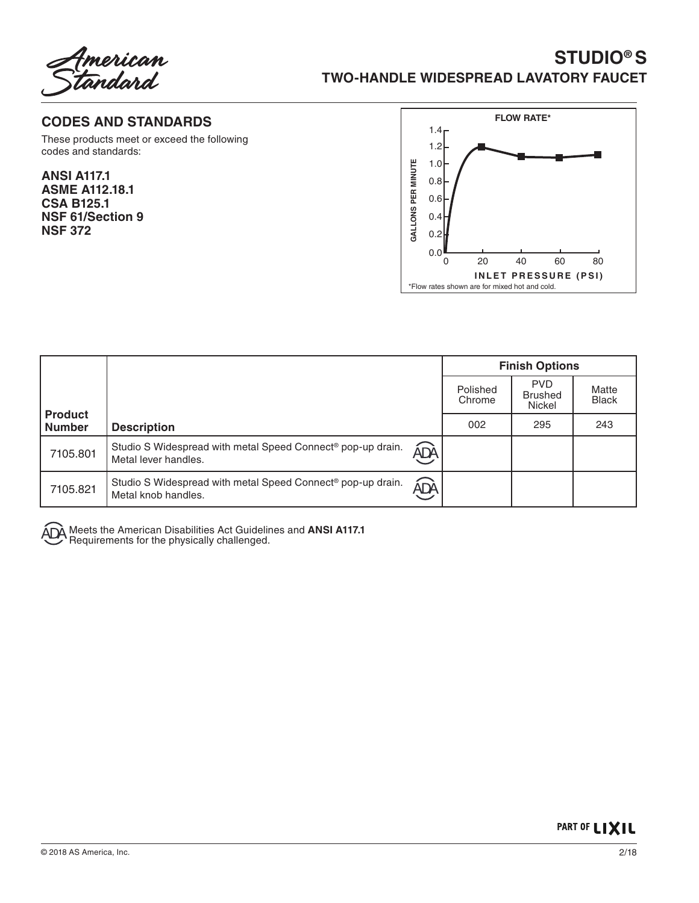# STUDIO® S
## TWO-HANDLE WIDESPREAD LAVATORY FAUCET

## CODES AND STANDARDS

These products meet or exceed the following codes and standards:

**ANSI A117.1**
**ASME A112.18.1**
**CSA B125.1**
**NSF 61/Section 9**
**NSF 372**

FLOW RATE*

GALLONS PER MINUTE

1.4
1.2
1.0
0.8
0.6
0.4
0.2
0.0

0 20 40 60 80

INLET PRESSURE (PSI)

*Flow rates shown are for mixed hot and cold.

| Product Number | Description | Finish Options | | |
|---|---|---|---|---|
| | | Polished Chrome | PVD Brushed Nickel | Matte Black |
| | | 002 | 295 | 243 |
| 7105.801 | Studio S Widespread with metal Speed Connect® pop-up drain. Metal lever handles. ADA | | | |
| 7105.821 | Studio S Widespread with metal Speed Connect® pop-up drain. Metal knob handles. ADA | | | |

ADA Meets the American Disabilities Act Guidelines and **ANSI A117.1** Requirements for the physically challenged.

PART OF LIXIL

© 2018 AS America, Inc.

2/18